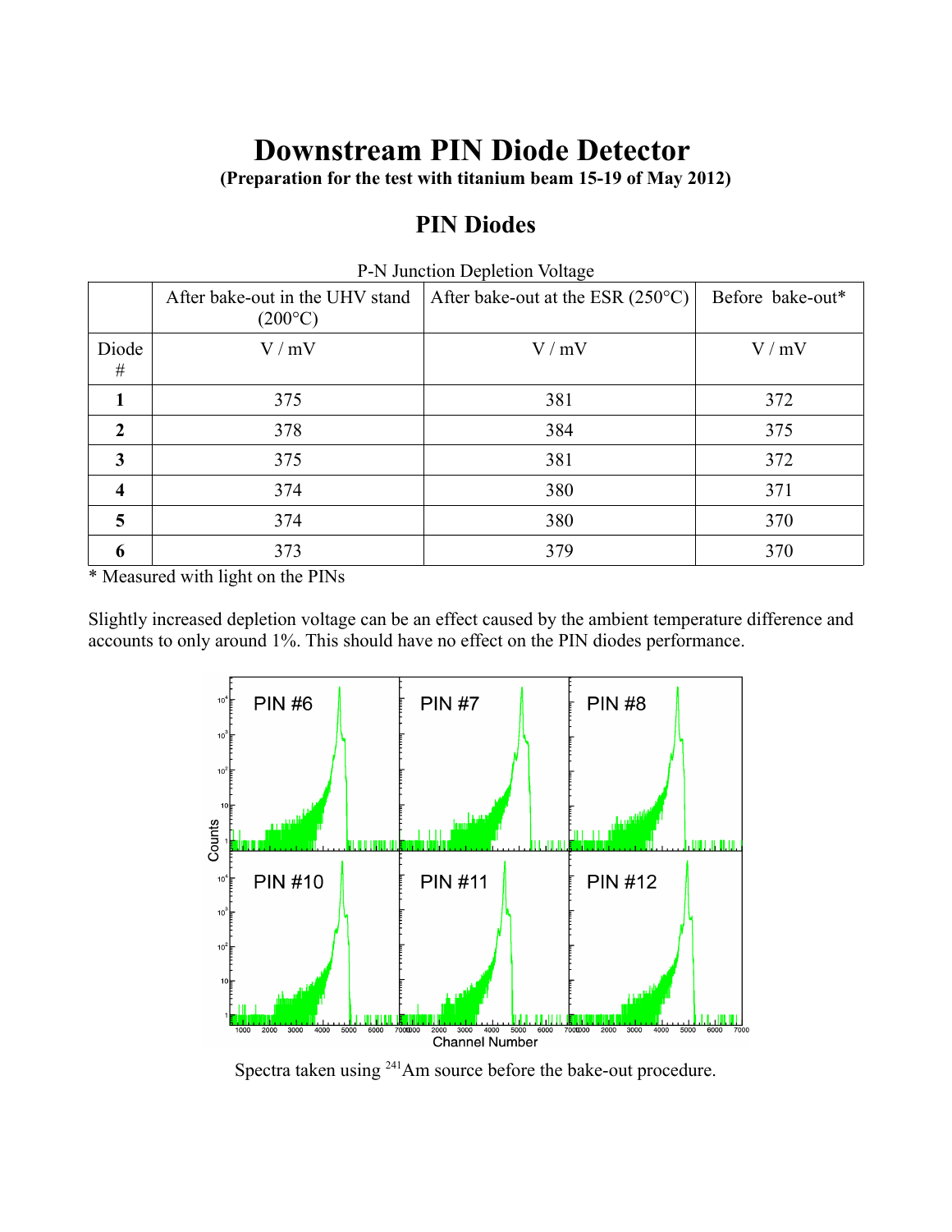# Downstream PIN Diode Detector

**(Preparation for the test with titanium beam 15-19 of May 2012)**

## PIN Diodes

P-N Junction Depletion Voltage

| | After bake-out in the UHV stand (200°C) | After bake-out at the ESR (250°C) | Before bake-out* |
|---|---|---|---|
| Diode # | V / mV | V / mV | V / mV |
| **1** | 375 | 381 | 372 |
| **2** | 378 | 384 | 375 |
| **3** | 375 | 381 | 372 |
| **4** | 374 | 380 | 371 |
| **5** | 374 | 380 | 370 |
| **6** | 373 | 379 | 370 |

\* Measured with light on the PINs

Slightly increased depletion voltage can be an effect caused by the ambient temperature difference and accounts to only around 1%. This should have no effect on the PIN diodes performance.

Spectra taken using $^{241}$Am source before the bake-out procedure.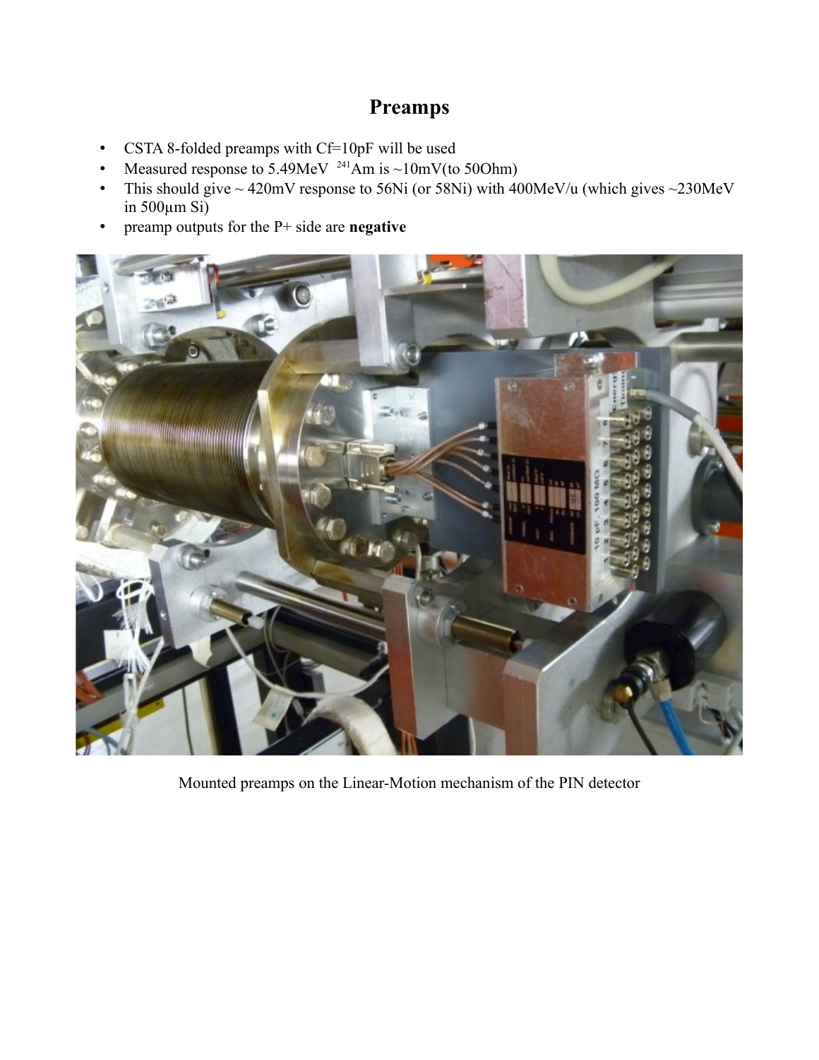# Preamps

- CSTA 8-folded preamps with Cf=10pF will be used
- Measured response to 5.49MeV $^{241}$Am is ~10mV(to 50Ohm)
- This should give ~ 420mV response to 56Ni (or 58Ni) with 400MeV/u (which gives ~230MeV in 500µm Si)
- preamp outputs for the P+ side are **negative**

Mounted preamps on the Linear-Motion mechanism of the PIN detector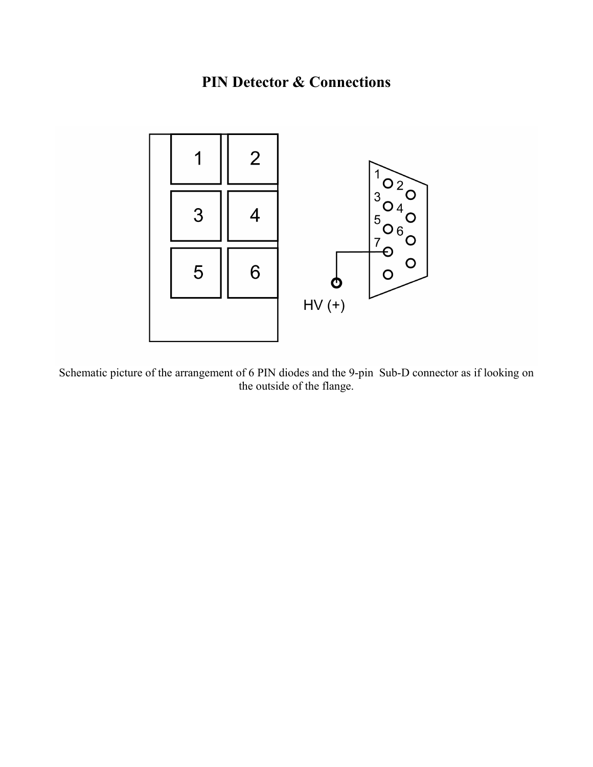# PIN Detector & Connections

1
2
3
4
5
6

1
2
3
4
5
6
7

HV (+)

Schematic picture of the arrangement of 6 PIN diodes and the 9-pin Sub-D connector as if looking on the outside of the flange.